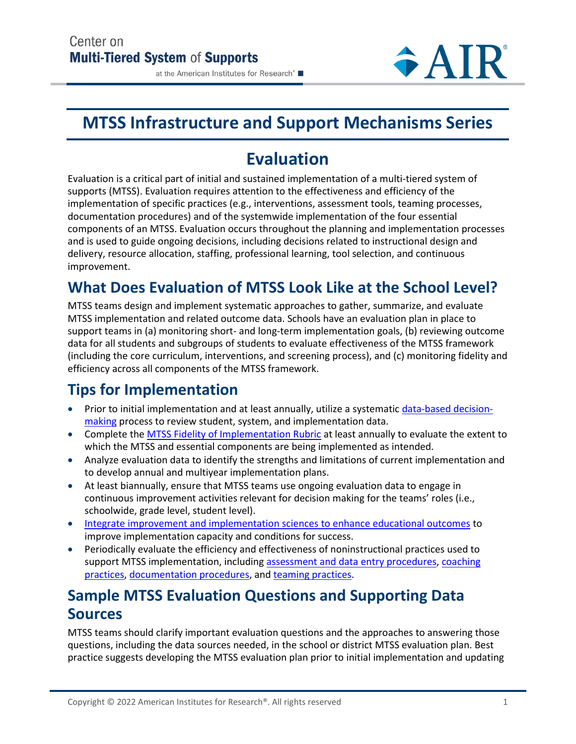# MTSS Infrastructure and Support Mechanisms Series

## Evaluation

Evaluation is a critical part of initial and sustained implementation of a multi-tiered system of supports (MTSS). Evaluation requires attention to the effectiveness and efficiency of the implementation of specific practices (e.g., interventions, assessment tools, teaming processes, documentation procedures) and of the systemwide implementation of the four essential components of an MTSS. Evaluation occurs throughout the planning and implementation processes and is used to guide ongoing decisions, including decisions related to instructional design and delivery, resource allocation, staffing, professional learning, tool selection, and continuous improvement.

## What Does Evaluation of MTSS Look Like at the School Level?

MTSS teams design and implement systematic approaches to gather, summarize, and evaluate MTSS implementation and related outcome data. Schools have an evaluation plan in place to support teams in (a) monitoring short- and long-term implementation goals, (b) reviewing outcome data for all students and subgroups of students to evaluate effectiveness of the MTSS framework (including the core curriculum, interventions, and screening process), and (c) monitoring fidelity and efficiency across all components of the MTSS framework.

## Tips for Implementation

- Prior to initial implementation and at least annually, utilize a systematic data-based decision-making process to review student, system, and implementation data.
- Complete the MTSS Fidelity of Implementation Rubric at least annually to evaluate the extent to which the MTSS and essential components are being implemented as intended.
- Analyze evaluation data to identify the strengths and limitations of current implementation and to develop annual and multiyear implementation plans.
- At least biannually, ensure that MTSS teams use ongoing evaluation data to engage in continuous improvement activities relevant for decision making for the teams' roles (i.e., schoolwide, grade level, student level).
- Integrate improvement and implementation sciences to enhance educational outcomes to improve implementation capacity and conditions for success.
- Periodically evaluate the efficiency and effectiveness of noninstructional practices used to support MTSS implementation, including assessment and data entry procedures, coaching practices, documentation procedures, and teaming practices.

## Sample MTSS Evaluation Questions and Supporting Data Sources

MTSS teams should clarify important evaluation questions and the approaches to answering those questions, including the data sources needed, in the school or district MTSS evaluation plan. Best practice suggests developing the MTSS evaluation plan prior to initial implementation and updating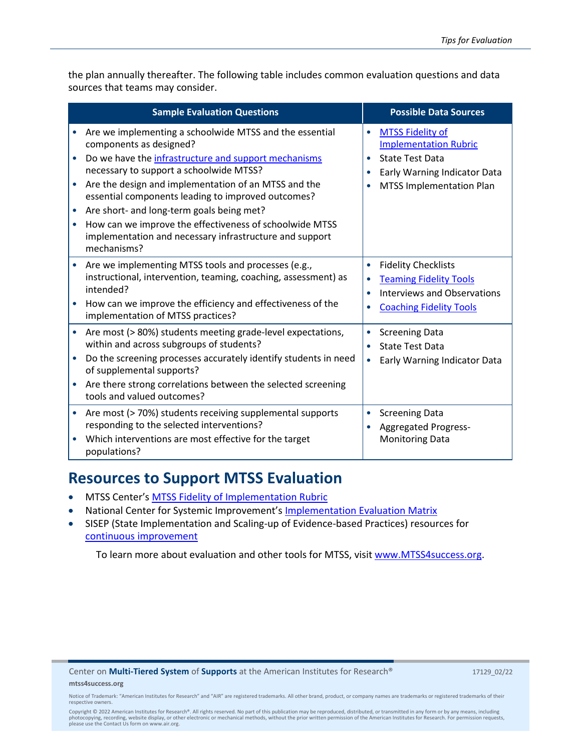the plan annually thereafter. The following table includes common evaluation questions and data sources that teams may consider.

| Sample Evaluation Questions | Possible Data Sources |
|---|---|
| • Are we implementing a schoolwide MTSS and the essential components as designed?<br>• Do we have the infrastructure and support mechanisms necessary to support a schoolwide MTSS?<br>• Are the design and implementation of an MTSS and the essential components leading to improved outcomes?<br>• Are short- and long-term goals being met?<br>• How can we improve the effectiveness of schoolwide MTSS implementation and necessary infrastructure and support mechanisms? | • MTSS Fidelity of Implementation Rubric<br>• State Test Data<br>• Early Warning Indicator Data<br>• MTSS Implementation Plan |
| • Are we implementing MTSS tools and processes (e.g., instructional, intervention, teaming, coaching, assessment) as intended?<br>• How can we improve the efficiency and effectiveness of the implementation of MTSS practices? | • Fidelity Checklists<br>• Teaming Fidelity Tools<br>• Interviews and Observations<br>• Coaching Fidelity Tools |
| • Are most (> 80%) students meeting grade-level expectations, within and across subgroups of students?<br>• Do the screening processes accurately identify students in need of supplemental supports?<br>• Are there strong correlations between the selected screening tools and valued outcomes? | • Screening Data<br>• State Test Data<br>• Early Warning Indicator Data |
| • Are most (> 70%) students receiving supplemental supports responding to the selected interventions?<br>• Which interventions are most effective for the target populations? | • Screening Data<br>• Aggregated Progress-Monitoring Data |

## Resources to Support MTSS Evaluation

- MTSS Center's MTSS Fidelity of Implementation Rubric
- National Center for Systemic Improvement's Implementation Evaluation Matrix
- SISEP (State Implementation and Scaling-up of Evidence-based Practices) resources for continuous improvement

To learn more about evaluation and other tools for MTSS, visit www.MTSS4success.org.

Center on **Multi-Tiered System** of **Supports** at the American Institutes for Research®

**mtss4success.org**

17129_02/22

Notice of Trademark: "American Institutes for Research" and "AIR" are registered trademarks. All other brand, product, or company names are trademarks or registered trademarks of their respective owners.

Copyright © 2022 American Institutes for Research®. All rights reserved. No part of this publication may be reproduced, distributed, or transmitted in any form or by any means, including photocopying, recording, website display, or other electronic or mechanical methods, without the prior written permission of the American Institutes for Research. For permission requests, please use the Contact Us form on www.air.org.